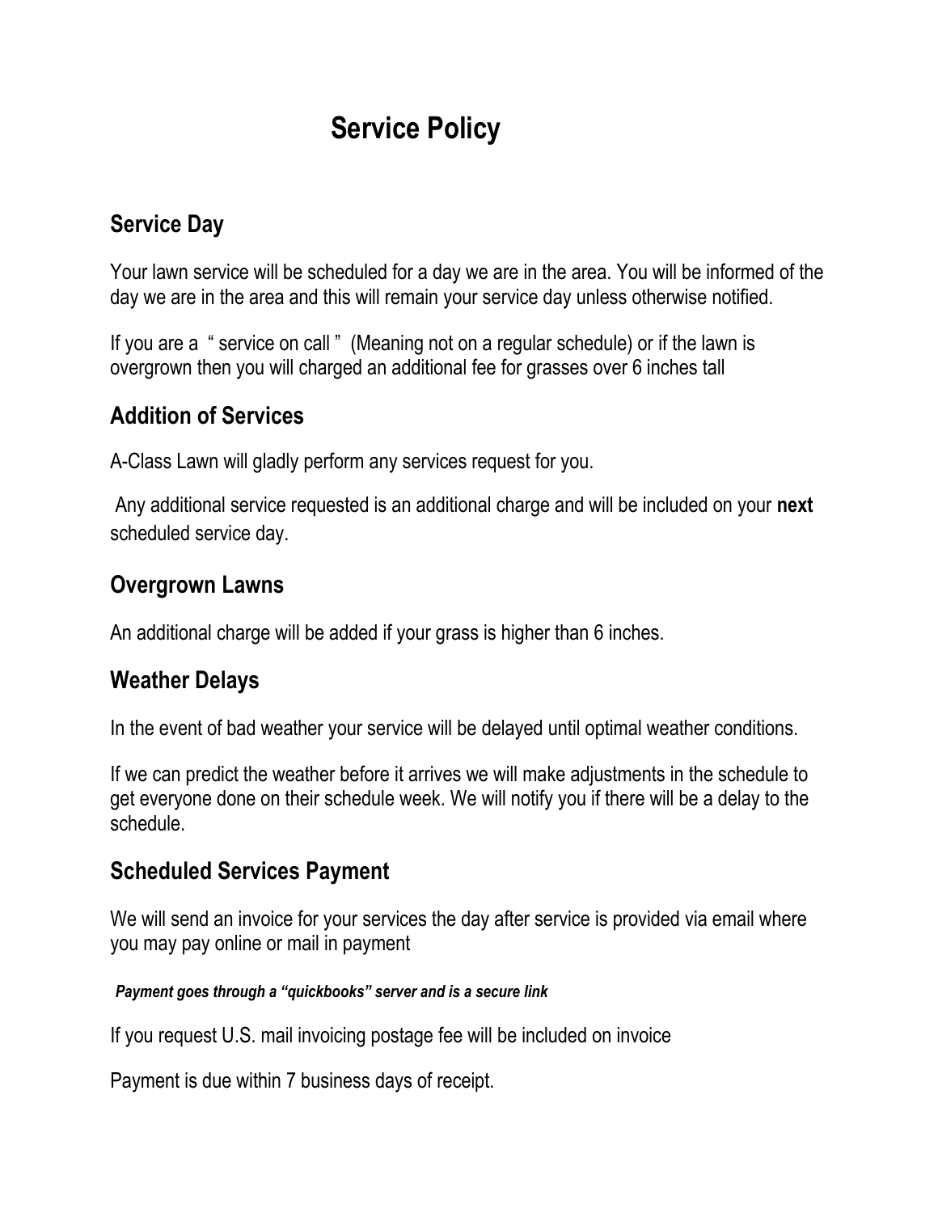# Service Policy

## Service Day

Your lawn service will be scheduled for a day we are in the area. You will be informed of the day we are in the area and this will remain your service day unless otherwise notified.

If you are a " service on call " (Meaning not on a regular schedule) or if the lawn is overgrown then you will charged an additional fee for grasses over 6 inches tall

## Addition of Services

A-Class Lawn will gladly perform any services request for you.

Any additional service requested is an additional charge and will be included on your **next** scheduled service day.

## Overgrown Lawns

An additional charge will be added if your grass is higher than 6 inches.

## Weather Delays

In the event of bad weather your service will be delayed until optimal weather conditions.

If we can predict the weather before it arrives we will make adjustments in the schedule to get everyone done on their schedule week. We will notify you if there will be a delay to the schedule.

## Scheduled Services Payment

We will send an invoice for your services the day after service is provided via email where you may pay online or mail in payment

***Payment goes through a "quickbooks" server and is a secure link***

If you request U.S. mail invoicing postage fee will be included on invoice

Payment is due within 7 business days of receipt.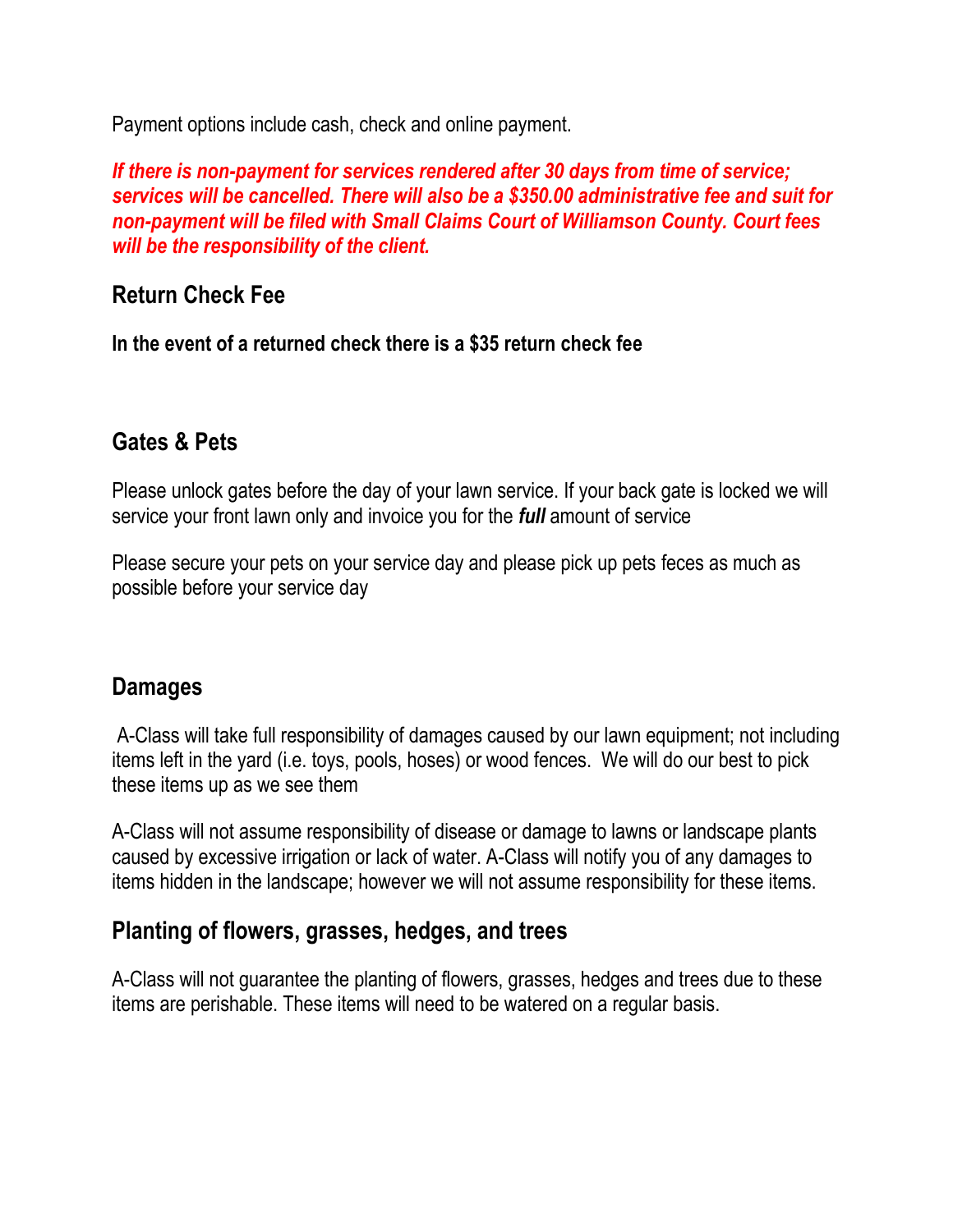Payment options include cash, check and online payment.

***If there is non-payment for services rendered after 30 days from time of service; services will be cancelled. There will also be a $350.00 administrative fee and suit for non-payment will be filed with Small Claims Court of Williamson County. Court fees will be the responsibility of the client.***

## Return Check Fee

**In the event of a returned check there is a $35 return check fee**

## Gates & Pets

Please unlock gates before the day of your lawn service. If your back gate is locked we will service your front lawn only and invoice you for the ***full*** amount of service

Please secure your pets on your service day and please pick up pets feces as much as possible before your service day

## Damages

A-Class will take full responsibility of damages caused by our lawn equipment; not including items left in the yard (i.e. toys, pools, hoses) or wood fences. We will do our best to pick these items up as we see them

A-Class will not assume responsibility of disease or damage to lawns or landscape plants caused by excessive irrigation or lack of water. A-Class will notify you of any damages to items hidden in the landscape; however we will not assume responsibility for these items.

## Planting of flowers, grasses, hedges, and trees

A-Class will not guarantee the planting of flowers, grasses, hedges and trees due to these items are perishable. These items will need to be watered on a regular basis.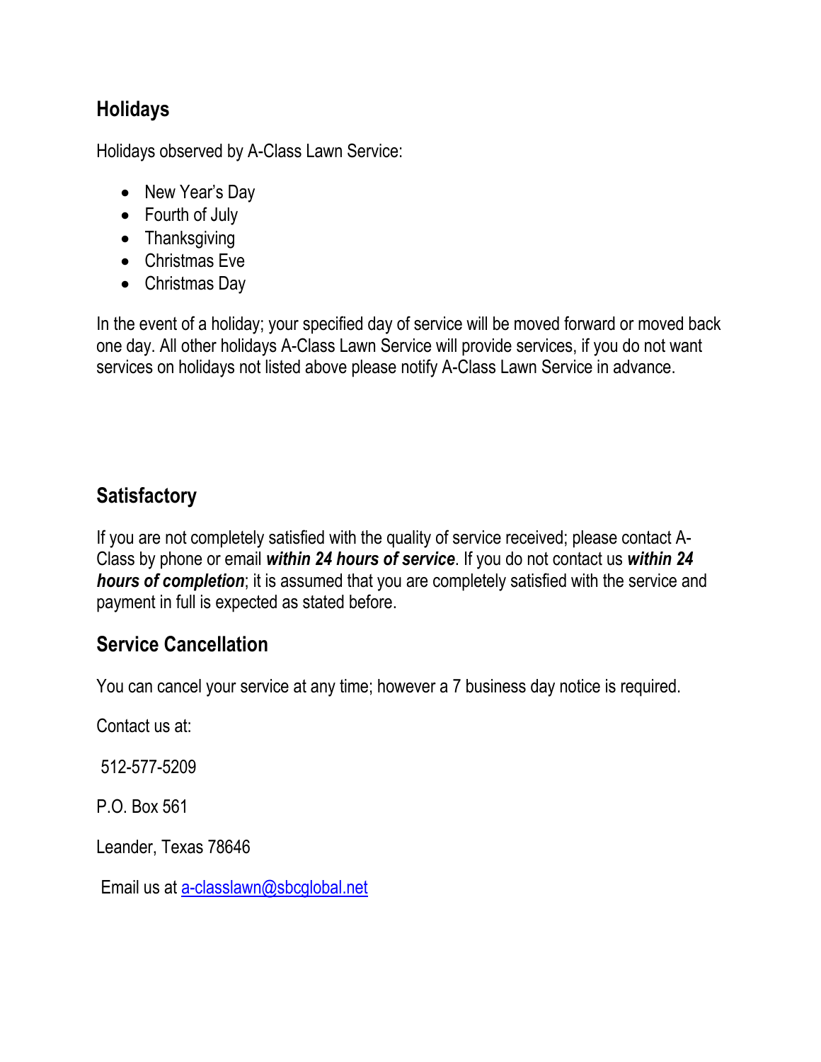## Holidays

Holidays observed by A-Class Lawn Service:

- New Year's Day
- Fourth of July
- Thanksgiving
- Christmas Eve
- Christmas Day

In the event of a holiday; your specified day of service will be moved forward or moved back one day. All other holidays A-Class Lawn Service will provide services, if you do not want services on holidays not listed above please notify A-Class Lawn Service in advance.

## Satisfactory

If you are not completely satisfied with the quality of service received; please contact A-Class by phone or email ***within 24 hours of service***. If you do not contact us ***within 24 hours of completion***; it is assumed that you are completely satisfied with the service and payment in full is expected as stated before.

## Service Cancellation

You can cancel your service at any time; however a 7 business day notice is required.

Contact us at:

512-577-5209

P.O. Box 561

Leander, Texas 78646

Email us at a-classlawn@sbcglobal.net